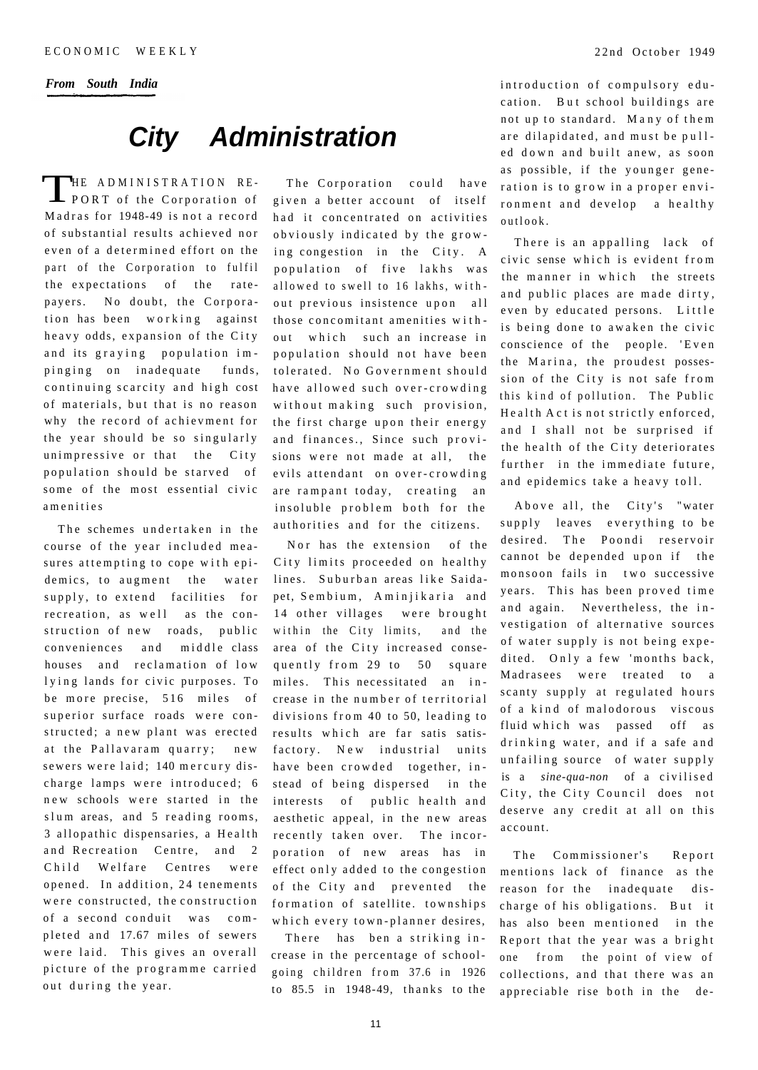*From South India*

# City Administration

THE ADMINISTRATION REPORT of the Corporation of Madras for 1948-49 is not a record of substantial results achieved nor even of a determined effort on the part of the Corporation to fulfil the expectations of the rate-payers. No doubt, the Corporation has been working against heavy odds, expansion of the City and its graying population impinging on inadequate funds, continuing scarcity and high cost of materials, but that is no reason why the record of achievment for the year should be so singularly unimpressive or that the City population should be starved of some of the most essential civic amenities

The schemes undertaken in the course of the year included measures attempting to cope with epidemics, to augment the water supply, to extend facilities for recreation, as well as the construction of new roads, public conveniences and middle class houses and reclamation of low lying lands for civic purposes. To be more precise, 516 miles of superior surface roads were constructed; a new plant was erected at the Pallavaram quarry; new sewers were laid; 140 mercury discharge lamps were introduced; 6 new schools were started in the slum areas, and 5 reading rooms, 3 allopathic dispensaries, a Health and Recreation Centre, and 2 Child Welfare Centres were opened. In addition, 24 tenements were constructed, the construction of a second conduit was completed and 17.67 miles of sewers were laid. This gives an overall picture of the programme carried out during the year.

The Corporation could have given a better account of itself had it concentrated on activities obviously indicated by the growing congestion in the City. A population of five lakhs was allowed to swell to 16 lakhs, without previous insistence upon all those concomitant amenities without which such an increase in population should not have been tolerated. No Government should have allowed such over-crowding without making such provision, the first charge upon their energy and finances., Since such provisions were not made at all, the evils attendant on over-crowding are rampant today, creating an insoluble problem both for the authorities and for the citizens.

Nor has the extension of the City limits proceeded on healthy lines. Suburban areas like Saidapet, Sembium, Aminjikaria and 14 other villages were brought within the City limits, and the area of the City increased consequently from 29 to 50 square miles. This necessitated an increase in the number of territorial divisions from 40 to 50, leading to results which are far satis satisfactory. New industrial units have been crowded together, instead of being dispersed in the interests of public health and aesthetic appeal, in the new areas recently taken over. The incorporation of new areas has in effect only added to the congestion of the City and prevented the formation of satellite. townships which every town-planner desires,

There has ben a striking increase in the percentage of school-going children from 37.6 in 1926 to 85.5 in 1948-49, thanks to the introduction of compulsory education. But school buildings are not up to standard. Many of them are dilapidated, and must be pulled down and built anew, as soon as possible, if the younger generation is to grow in a proper environment and develop a healthy outlook.

There is an appalling lack of civic sense which is evident from the manner in which the streets and public places are made dirty, even by educated persons. Little is being done to awaken the civic conscience of the people. 'Even the Marina, the proudest possession of the City is not safe from this kind of pollution. The Public Health Act is not strictly enforced, and I shall not be surprised if the health of the City deteriorates further in the immediate future, and epidemics take a heavy toll.

Above all, the City's "water supply leaves everything to be desired. The Poondi reservoir cannot be depended upon if the monsoon fails in two successive years. This has been proved time and again. Nevertheless, the investigation of alternative sources of water supply is not being expedited. Only a few 'months back, Madrasees were treated to a scanty supply at regulated hours of a kind of malodorous viscous fluid which was passed off as drinking water, and if a safe and unfailing source of water supply is a *sine-qua-non* of a civilised City, the City Council does not deserve any credit at all on this account.

The Commissioner's Report mentions lack of finance as the reason for the inadequate discharge of his obligations. But it has also been mentioned in the Report that the year was a bright one from the point of view of collections, and that there was an appreciable rise both in the de-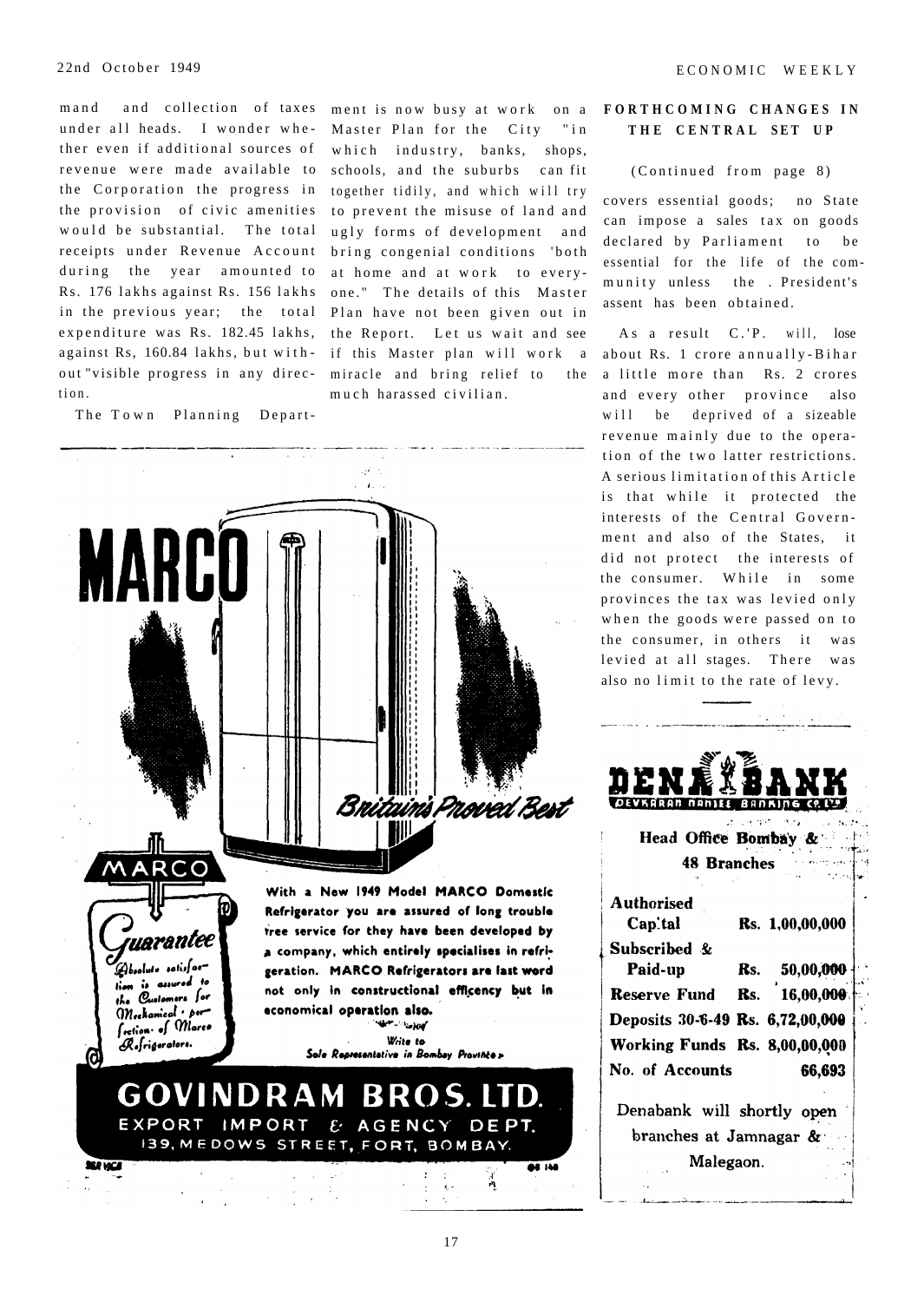mand and collection of taxes under all heads. I wonder whether even if additional sources of revenue were made available to the Corporation the progress in the provision of civic amenities would be substantial. The total receipts under Revenue Account during the year amounted to Rs. 176 lakhs against Rs. 156 lakhs in the previous year; the total expenditure was Rs. 182.45 lakhs, against Rs, 160.84 lakhs, but without "visible progress in any direction.

The Town Planning Department is now busy at work on a Master Plan for the City "in which industry, banks, shops, schools, and the suburbs can fit together tidily, and which will try to prevent the misuse of land and ugly forms of development and bring congenial conditions 'both at home and at work to everyone." The details of this Master Plan have not been given out in the Report. Let us wait and see if this Master plan will work a miracle and bring relief to the much harassed civilian.

**MARCO**

*Britain's Proved Best*

MARCO

*Guarantee*

*Absolute satisfaction is assured to the Customers for Mechanical perfection of Marco Refrigerators.*

**With a New 1949 Model MARCO Domestic Refrigerator you are assured of long trouble free service for they have been developed by a company, which entirely specialises in refrigeration. MARCO Refrigerators are last word not only in constructional efficency but in economical operation also.**

*Write to*
*Sole Representative in Bombay Province*

**GOVINDRAM BROS. LTD.**
**EXPORT IMPORT & AGENCY DEPT.**
**139, MEDOWS STREET, FORT, BOMBAY.**

## FORTHCOMING CHANGES IN THE CENTRAL SET UP

(Continued from page 8)

covers essential goods; no State can impose a sales tax on goods declared by Parliament to be essential for the life of the community unless the . President's assent has been obtained.

As a result C.'P. will, lose about Rs. 1 crore annually-Bihar a little more than Rs. 2 crores and every other province also will be deprived of a sizeable revenue mainly due to the operation of the two latter restrictions. A serious limitation of this Article is that while it protected the interests of the Central Government and also of the States, it did not protect the interests of the consumer. While in some provinces the tax was levied only when the goods were passed on to the consumer, in others it was levied at all stages. There was also no limit to the rate of levy.

**DENA BANK**
DEVKARAN NANJEE BANKING CO. LTD.

**Head Office Bombay & 48 Branches**

| | |
|---|---|
| **Authorised Capital** | **Rs. 1,00,00,000** |
| **Subscribed & Paid-up** | **Rs. 50,00,000** |
| **Reserve Fund** | **Rs. 16,00,000** |
| **Deposits 30-6-49** | **Rs. 6,72,00,000** |
| **Working Funds** | **Rs. 8,00,00,000** |
| **No. of Accounts** | **66,693** |

Denabank will shortly open branches at Jamnagar & Malegaon.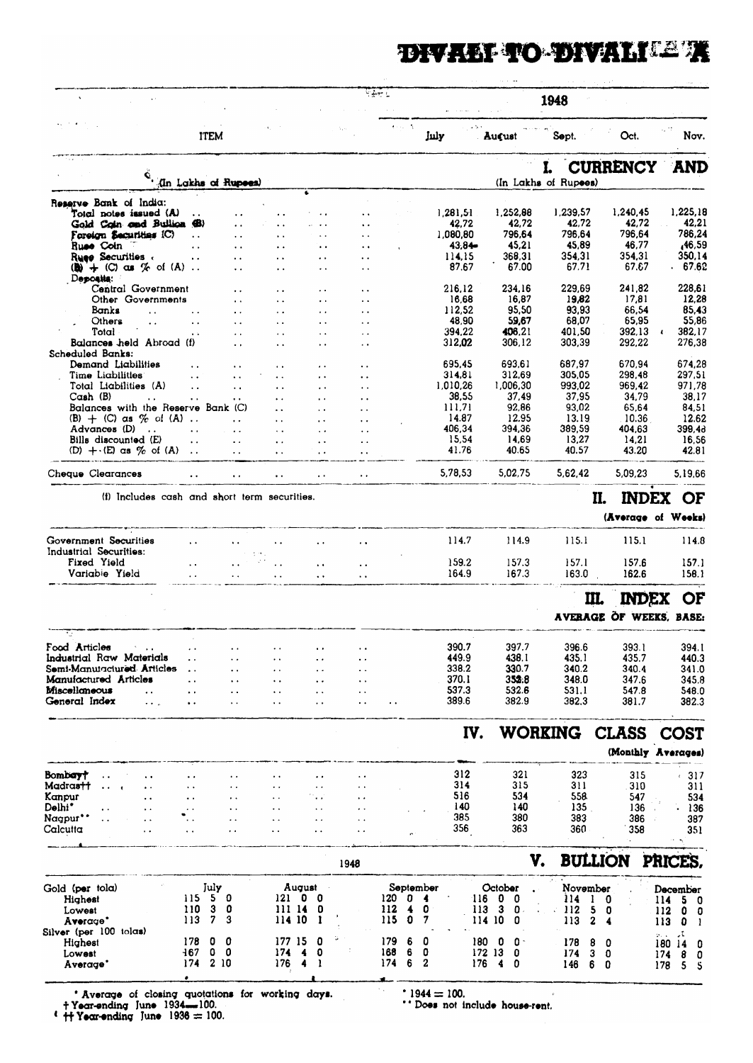# DIVALI TO DIVALI

| ITEM | 1948 July | August | Sept. | Oct. | Nov. |
|---|---|---|---|---|---|
| | **I. CURRENCY AND** | | | | |
| (In Lakhs of Rupees) | (In Lakhs of Rupees) | | | | |
| Reserve Bank of India: | | | | | |
| Total notes issued (A) | 1,281,51 | 1,252,88 | 1,239,57 | 1,240,45 | 1,225,18 |
| Gold Coin and Bullion (B) | 42,72 | 42,72 | 42,72 | 42,72 | 42,21 |
| Foreign Securities (C) | 1,080,80 | 796,64 | 796,64 | 796,64 | 786,24 |
| Rupee Coin | 43,84 | 45,21 | 45,89 | 46,77 | 46,59 |
| Rupee Securities | 114,15 | 368,31 | 354,31 | 354,31 | 350,14 |
| (B) + (C) as % of (A) | 87.67 | 67.00 | 67.71 | 67.67 | 67.62 |
| Deposits: | | | | | |
| Central Government | 216,12 | 234,16 | 229,69 | 241,82 | 228,61 |
| Other Governments | 16,68 | 16,87 | 19,82 | 17,81 | 12,28 |
| Banks | 112,52 | 95,50 | 93,93 | 66,54 | 85,43 |
| Others | 48,90 | 59,67 | 68,07 | 65,95 | 55,86 |
| Total | 394,22 | 408,21 | 401,50 | 392,13 | 382,17 |
| Balances held Abroad (†) | 312,02 | 306,12 | 303,39 | 292,22 | 276,38 |
| Scheduled Banks: | | | | | |
| Demand Liabilities | 695,45 | 693,61 | 687,97 | 670,94 | 674,28 |
| Time Liabilities | 314,81 | 312,69 | 305,05 | 298,48 | 297,51 |
| Total Liabilities (A) | 1,010,26 | 1,006,30 | 993,02 | 969,42 | 971,78 |
| Cash (B) | 38,55 | 37,49 | 37,95 | 34,79 | 38,17 |
| Balances with the Reserve Bank (C) | 111,71 | 92,86 | 93,02 | 65,64 | 84,51 |
| (B) + (C) as % of (A) | 14.87 | 12.95 | 13.19 | 10.36 | 12.62 |
| Advances (D) | 406,34 | 394,36 | 389,59 | 404,63 | 398,48 |
| Bills discounted (E) | 15,54 | 14,69 | 13,27 | 14,21 | 16,56 |
| (D) + (E) as % of (A) | 41.76 | 40.65 | 40.57 | 43.20 | 42.81 |
| Cheque Clearances | 5,78,53 | 5,02,75 | 5,62,42 | 5,09,23 | 5,19,66 |

(†) Includes cash and short term securities.

| | July | August | Sept. | Oct. | Nov. |
|---|---|---|---|---|---|
| | **II. INDEX OF** (Average of Weeks) | | | | |
| Government Securities | 114.7 | 114.9 | 115.1 | 115.1 | 114.8 |
| Industrial Securities: | | | | | |
| Fixed Yield | 159.2 | 157.3 | 157.1 | 157.6 | 157.1 |
| Variable Yield | 164.9 | 167.3 | 163.0 | 162.6 | 158.1 |
| | **III. INDEX OF** AVERAGE OF WEEKS, BASE: | | | | |
| Food Articles | 390.7 | 397.7 | 396.6 | 393.1 | 394.1 |
| Industrial Raw Materials | 449.9 | 438.1 | 435.1 | 435.7 | 440.3 |
| Semi-Manufactured Articles | 338.2 | 330.7 | 340.2 | 340.4 | 341.0 |
| Manufactured Articles | 370.1 | 352.8 | 348.0 | 347.6 | 345.8 |
| Miscellaneous | 537.3 | 532.6 | 531.1 | 547.8 | 548.0 |
| General Index | 389.6 | 382.9 | 382.3 | 381.7 | 382.3 |
| | **IV. WORKING CLASS COST** (Monthly Averages) | | | | |
| Bombay† | 312 | 321 | 323 | 315 | 317 |
| Madras†† | 314 | 315 | 311 | 310 | 311 |
| Kanpur | 516 | 534 | 558 | 547 | 534 |
| Delhi* | 140 | 140 | 135 | 136 | 136 |
| Nagpur** | 385 | 380 | 383 | 386 | 387 |
| Calcutta | 356 | 363 | 360 | 358 | 351 |

## V. BULLION PRICES,

| 1948 | July | August | September | October | November | December |
|---|---|---|---|---|---|---|
| Gold (per tola) | | | | | | |
| Highest | 115 5 0 | 121 0 0 | 120 0 4 | 116 0 0 | 114 1 0 | 114 5 0 |
| Lowest | 110 3 0 | 111 14 0 | 112 4 0 | 113 3 0 | 112 5 0 | 112 0 0 |
| Average* | 113 7 3 | 114 10 1 | 115 0 7 | 114 10 0 | 113 2 4 | 113 0 1 |
| Silver (per 100 tolas) | | | | | | |
| Highest | 178 0 0 | 177 15 0 | 179 6 0 | 180 0 0 | 178 8 0 | 180 14 0 |
| Lowest | 167 0 0 | 174 4 0 | 168 6 0 | 172 13 0 | 174 3 0 | 174 8 0 |
| Average* | 174 2 10 | 176 4 1 | 174 6 2 | 176 4 0 | 146 6 0 | 178 5 5 |

\* Average of closing quotations for working days.
† Year-ending June 1934=100.
†† Year-ending June 1936 = 100.

\* 1944 = 100.
\*\* Does not include house-rent.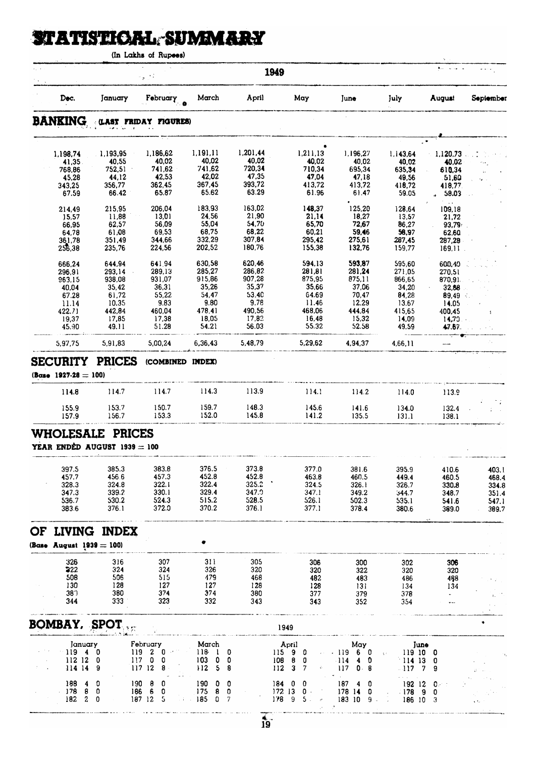# STATISTICAL SUMMARY

(In Lakhs of Rupees)

| Dec. | January | February | March | April | May | June | July | August | September |
|---|---|---|---|---|---|---|---|---|---|
| | | | | 1949 | | | | | |

## BANKING (LAST FRIDAY FIGURES)

| Dec. | January | February | March | April | May | June | July | August | September |
|---|---|---|---|---|---|---|---|---|---|
| 1,198,74 | 1,193,95 | 1,186,62 | 1,191,11 | 1,201,44 | 1,211,13 | 1,196,27 | 1,143,64 | 1,120,73 | |
| 41,35 | 40,55 | 40,02 | 40,02 | 40,02 | 40,02 | 40,02 | 40,02 | 40,02 | |
| 768,86 | 752,51 | 741,62 | 741,62 | 720,34 | 710,34 | 695,34 | 635,34 | 610,34 | |
| 45,28 | 44,12 | 42,53 | 42,02 | 47,35 | 47,04 | 47,18 | 49,56 | 51,60 | |
| 343,25 | 356,77 | 362,45 | 367,45 | 393,72 | 413,72 | 413,72 | 418,72 | 418,77 | |
| 67.59 | 66.42 | 65.87 | 65.62 | 63.29 | 61.96 | 61.47 | 59.05 | 58.03 | |
| 214,49 | 215,95 | 206,04 | 183,93 | 163,02 | 148,37 | 125,20 | 128,64 | 109,18 | |
| 15,57 | 11,88 | 13,01 | 24,56 | 21,90 | 21,14 | 18,27 | 13,57 | 21,72 | |
| 66,95 | 62,57 | 56,09 | 55,04 | 54,70 | 65,70 | 72,67 | 86,27 | 93,79 | |
| 64,78 | 61,08 | 69,53 | 68,75 | 68,22 | 60,21 | 59,46 | 58,97 | 62,60 | |
| 361,78 | 351,49 | 344,66 | 332,29 | 307,84 | 295,42 | 275,61 | 287,45 | 287,28 | |
| 256,38 | 235,76 | 224,56 | 202,52 | 180,76 | 155,38 | 132,76 | 159,77 | 169,11 | |
| 666,24 | 644,94 | 641,94 | 630,58 | 620,46 | 594,13 | 593,87 | 595,60 | 600,40 | |
| 296,91 | 293,14 | 289,13 | 285,27 | 286,82 | 281,81 | 281,24 | 271,05 | 270,51 | |
| 963,15 | 938,08 | 931,07 | 915,86 | 907,28 | 875,95 | 875,11 | 866,65 | 870,91 | |
| 40,04 | 35,42 | 36,31 | 35,26 | 35,37 | 35,66 | 37,06 | 34,20 | 32,88 | |
| 67,28 | 61,72 | 55,22 | 54,47 | 53,40 | 64,69 | 70,47 | 84,28 | 89,49 | |
| 11,14 | 10,35 | 9,83 | 9,80 | 9,78 | 11,46 | 12,29 | 13,67 | 14,05 | |
| 422,71 | 442,84 | 460,04 | 478,41 | 490,56 | 468,06 | 444,84 | 415,65 | 400,45 | |
| 19,37 | 17,85 | 17,38 | 18,05 | 17,82 | 16,48 | 15,32 | 14,09 | 14,70 | |
| 45.90 | 49.11 | 51.28 | 54.21 | 56.03 | 55.32 | 52.58 | 49.59 | 47.67 | |
| 5,97,75 | 5,91,83 | 5,00,24 | 6,36,43 | 5,48,79 | 5,29,62 | 4,94,37 | 4,66,11 | — | |

## SECURITY PRICES (COMBINED INDEX)

(Base 1927-28 = 100)

| Dec. | January | February | March | April | May | June | July | August | September |
|---|---|---|---|---|---|---|---|---|---|
| 114.8 | 114.7 | 114.7 | 114.3 | 113.9 | 114.1 | 114.2 | 114.0 | 113.9 | |
| 155.9 | 153.7 | 150.7 | 159.7 | 148.3 | 145.6 | 141.6 | 134.0 | 132.4 | |
| 157.9 | 156.7 | 153.3 | 152.0 | 145.8 | 141.2 | 135.5 | 131.1 | 138.1 | |

## WHOLESALE PRICES

YEAR ENDED AUGUST 1939 = 100

| Dec. | January | February | March | April | May | June | July | August | September |
|---|---|---|---|---|---|---|---|---|---|
| 397.5 | 385.3 | 383.8 | 376.5 | 373.8 | 377.0 | 381.6 | 395.9 | 410.6 | 403.1 |
| 457.7 | 456.6 | 457.3 | 452.8 | 452.8 | 463.8 | 460.5 | 449.4 | 460.5 | 468.4 |
| 328.3 | 324.8 | 322.1 | 322.4 | 325.2 | 324.5 | 326.1 | 326.7 | 330.8 | 334.8 |
| 347.3 | 339.2 | 330.1 | 329.4 | 347.0 | 347.1 | 349.2 | 344.7 | 348.7 | 351.4 |
| 536.7 | 530.2 | 524.3 | 515.2 | 528.5 | 526.1 | 502.3 | 535.1 | 541.6 | 547.1 |
| 383.6 | 376.1 | 372.0 | 370.2 | 376.1 | 377.1 | 378.4 | 380.6 | 389.0 | 389.7 |

## OF LIVING INDEX

(Base August 1939 = 100)

| Dec. | January | February | March | April | May | June | July | August | September |
|---|---|---|---|---|---|---|---|---|---|
| 326 | 316 | 307 | 311 | 305 | 306 | 300 | 302 | 306 | |
| 322 | 324 | 324 | 326 | 320 | 320 | 322 | 320 | 320 | |
| 508 | 506 | 515 | 479 | 468 | 482 | 483 | 486 | 498 | |
| 130 | 128 | 127 | 127 | 128 | 128 | 131 | 134 | 134 | |
| 380 | 380 | 374 | 374 | 380 | 377 | 379 | 378 | - | |
| 344 | 333 | 323 | 332 | 343 | 343 | 352 | 354 | --- | |

## BOMBAY, SPOT

1949

| January | February | March | April | May | June |
|---|---|---|---|---|---|
| 119 4 0 | 119 2 0 | 118 1 0 | 115 9 0 | 119 6 0 | 119 10 0 |
| 112 12 0 | 117 0 0 | 103 0 0 | 108 8 0 | 114 4 0 | 114 13 0 |
| 114 14 9 | 117 12 8 | 112 5 8 | 112 3 7 | 117 0 8 | 117 7 9 |
| 188 4 0 | 190 8 0 | 190 0 0 | 184 0 0 | 187 4 0 | 192 12 0 |
| 178 8 0 | 186 6 0 | 175 8 0 | 172 13 0 | 178 14 0 | 178 9 0 |
| 182 2 0 | 187 12 5 | 185 0 7 | 178 9 5 | 183 10 9 | 186 10 3 |